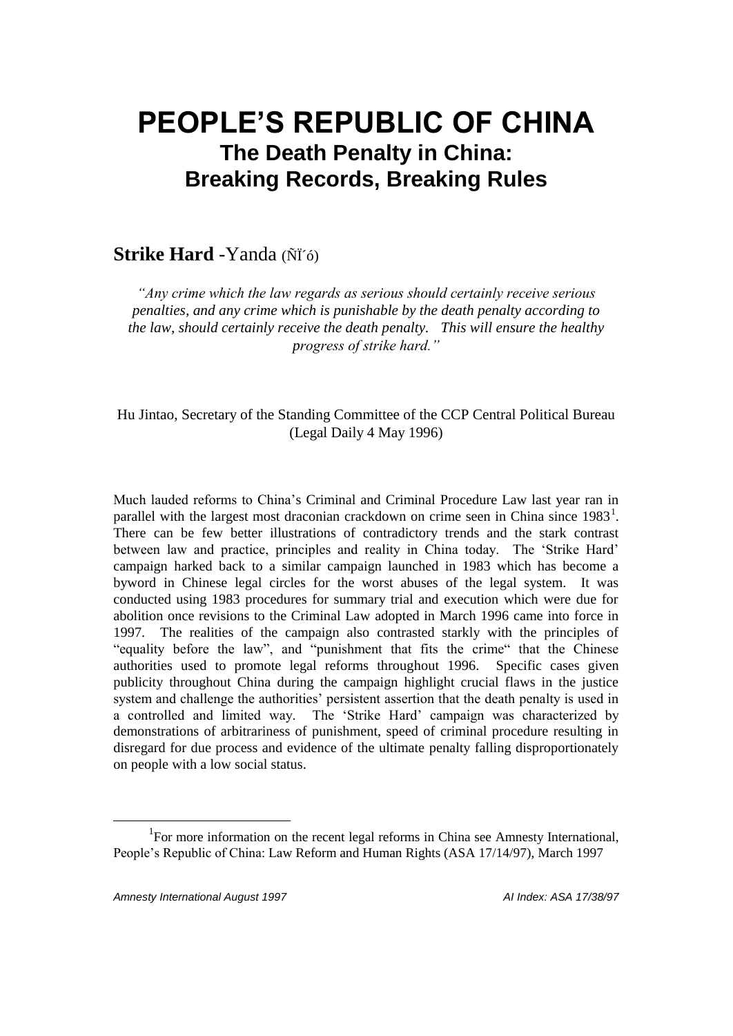# PEOPLE'S REPUBLIC OF CHINA

## The Death Penalty in China: Breaking Records, Breaking Rules

### **Strike Hard** -Yanda (ÑÏ´ó)

*"Any crime which the law regards as serious should certainly receive serious penalties, and any crime which is punishable by the death penalty according to the law, should certainly receive the death penalty. This will ensure the healthy progress of strike hard."*

Hu Jintao, Secretary of the Standing Committee of the CCP Central Political Bureau (Legal Daily 4 May 1996)

Much lauded reforms to China's Criminal and Criminal Procedure Law last year ran in parallel with the largest most draconian crackdown on crime seen in China since 1983[1]. There can be few better illustrations of contradictory trends and the stark contrast between law and practice, principles and reality in China today. The 'Strike Hard' campaign harked back to a similar campaign launched in 1983 which has become a byword in Chinese legal circles for the worst abuses of the legal system. It was conducted using 1983 procedures for summary trial and execution which were due for abolition once revisions to the Criminal Law adopted in March 1996 came into force in 1997. The realities of the campaign also contrasted starkly with the principles of "equality before the law", and "punishment that fits the crime" that the Chinese authorities used to promote legal reforms throughout 1996. Specific cases given publicity throughout China during the campaign highlight crucial flaws in the justice system and challenge the authorities' persistent assertion that the death penalty is used in a controlled and limited way. The 'Strike Hard' campaign was characterized by demonstrations of arbitrariness of punishment, speed of criminal procedure resulting in disregard for due process and evidence of the ultimate penalty falling disproportionately on people with a low social status.

[1] For more information on the recent legal reforms in China see Amnesty International, People's Republic of China: Law Reform and Human Rights (ASA 17/14/97), March 1997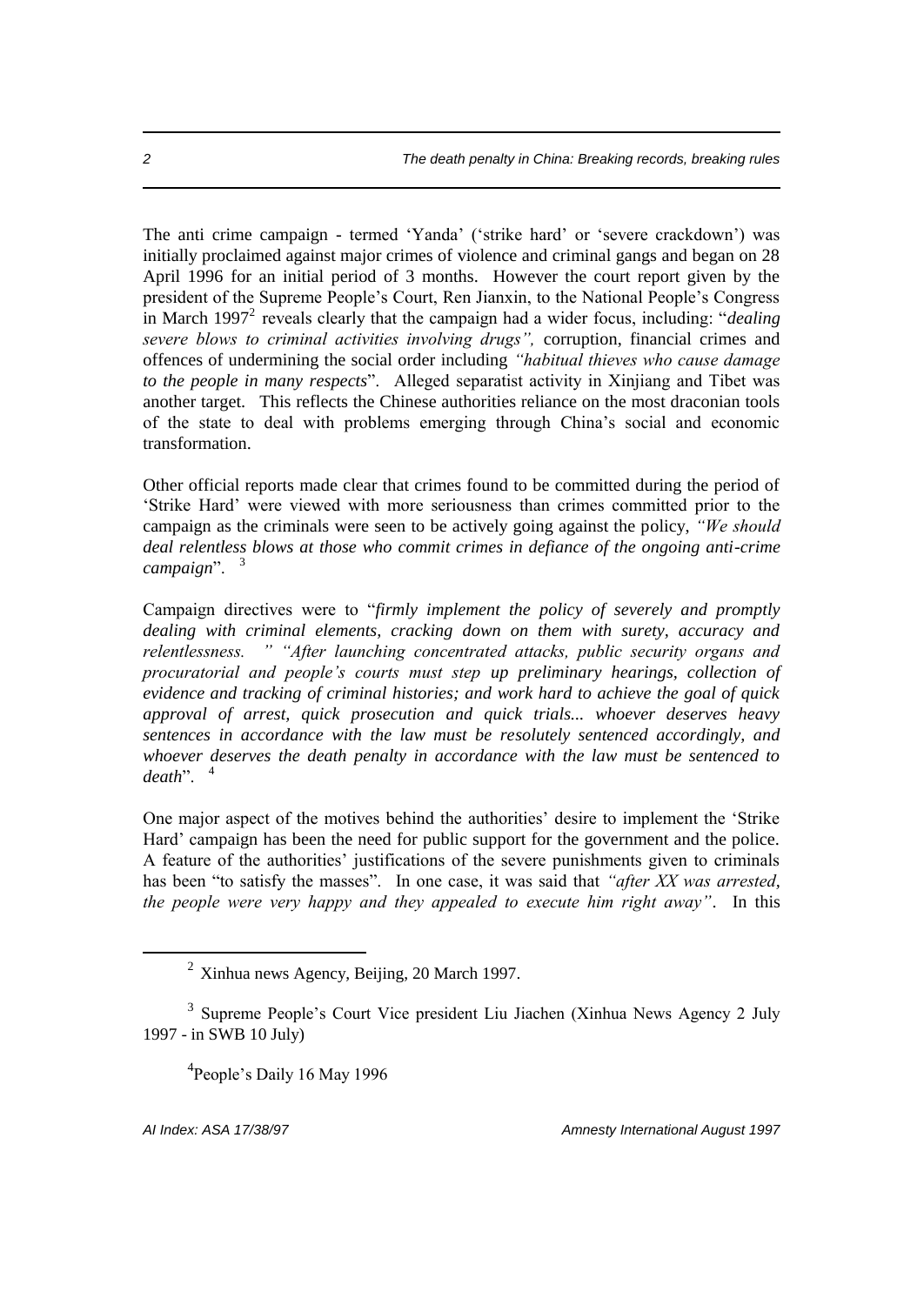The anti crime campaign - termed 'Yanda' ('strike hard' or 'severe crackdown') was initially proclaimed against major crimes of violence and criminal gangs and began on 28 April 1996 for an initial period of 3 months. However the court report given by the president of the Supreme People's Court, Ren Jianxin, to the National People's Congress in March 1997[2] reveals clearly that the campaign had a wider focus, including: "*dealing severe blows to criminal activities involving drugs",* corruption, financial crimes and offences of undermining the social order including *"habitual thieves who cause damage to the people in many respects*". Alleged separatist activity in Xinjiang and Tibet was another target. This reflects the Chinese authorities reliance on the most draconian tools of the state to deal with problems emerging through China's social and economic transformation.

Other official reports made clear that crimes found to be committed during the period of 'Strike Hard' were viewed with more seriousness than crimes committed prior to the campaign as the criminals were seen to be actively going against the policy, *"We should deal relentless blows at those who commit crimes in defiance of the ongoing anti-crime campaign*".[3]

Campaign directives were to "*firmly implement the policy of severely and promptly dealing with criminal elements, cracking down on them with surety, accuracy and relentlessness. " "After launching concentrated attacks, public security organs and procuratorial and people's courts must step up preliminary hearings, collection of evidence and tracking of criminal histories; and work hard to achieve the goal of quick approval of arrest, quick prosecution and quick trials... whoever deserves heavy sentences in accordance with the law must be resolutely sentenced accordingly, and whoever deserves the death penalty in accordance with the law must be sentenced to death*".[4]

One major aspect of the motives behind the authorities' desire to implement the 'Strike Hard' campaign has been the need for public support for the government and the police. A feature of the authorities' justifications of the severe punishments given to criminals has been "to satisfy the masses". In one case, it was said that *"after XX was arrested, the people were very happy and they appealed to execute him right away"*. In this

---

[2] Xinhua news Agency, Beijing, 20 March 1997.

[3] Supreme People's Court Vice president Liu Jiachen (Xinhua News Agency 2 July 1997 - in SWB 10 July)

[4] People's Daily 16 May 1996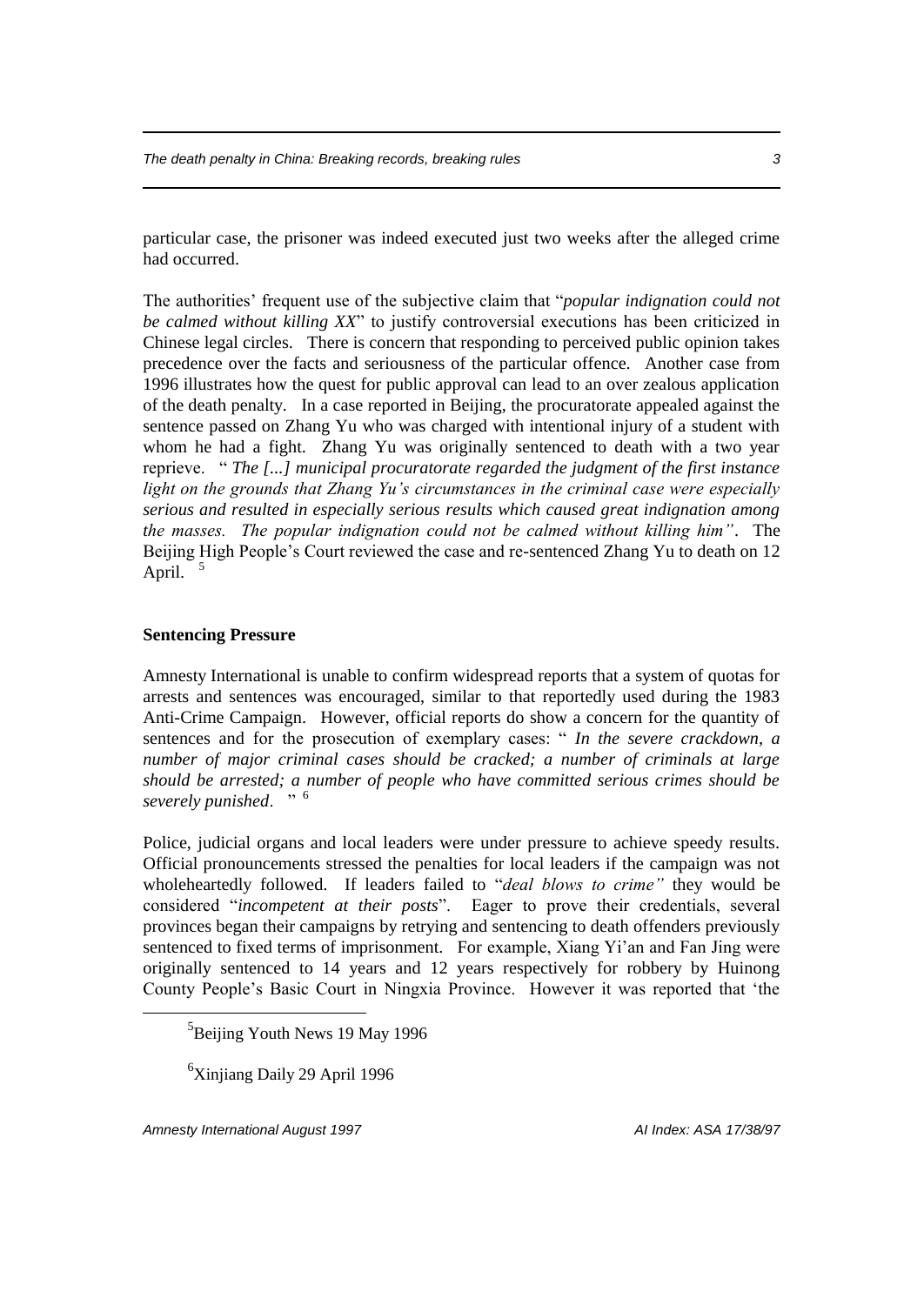particular case, the prisoner was indeed executed just two weeks after the alleged crime had occurred.

The authorities' frequent use of the subjective claim that "*popular indignation could not be calmed without killing XX*" to justify controversial executions has been criticized in Chinese legal circles. There is concern that responding to perceived public opinion takes precedence over the facts and seriousness of the particular offence. Another case from 1996 illustrates how the quest for public approval can lead to an over zealous application of the death penalty. In a case reported in Beijing, the procuratorate appealed against the sentence passed on Zhang Yu who was charged with intentional injury of a student with whom he had a fight. Zhang Yu was originally sentenced to death with a two year reprieve. "*The [...] municipal procuratorate regarded the judgment of the first instance light on the grounds that Zhang Yu's circumstances in the criminal case were especially serious and resulted in especially serious results which caused great indignation among the masses. The popular indignation could not be calmed without killing him*". The Beijing High People's Court reviewed the case and re-sentenced Zhang Yu to death on 12 April. [5]

**Sentencing Pressure**

Amnesty International is unable to confirm widespread reports that a system of quotas for arrests and sentences was encouraged, similar to that reportedly used during the 1983 Anti-Crime Campaign. However, official reports do show a concern for the quantity of sentences and for the prosecution of exemplary cases: "*In the severe crackdown, a number of major criminal cases should be cracked; a number of criminals at large should be arrested; a number of people who have committed serious crimes should be severely punished*." [6]

Police, judicial organs and local leaders were under pressure to achieve speedy results. Official pronouncements stressed the penalties for local leaders if the campaign was not wholeheartedly followed. If leaders failed to "*deal blows to crime*" they would be considered "*incompetent at their posts*". Eager to prove their credentials, several provinces began their campaigns by retrying and sentencing to death offenders previously sentenced to fixed terms of imprisonment. For example, Xiang Yi'an and Fan Jing were originally sentenced to 14 years and 12 years respectively for robbery by Huinong County People's Basic Court in Ningxia Province. However it was reported that 'the

[5] Beijing Youth News 19 May 1996

[6] Xinjiang Daily 29 April 1996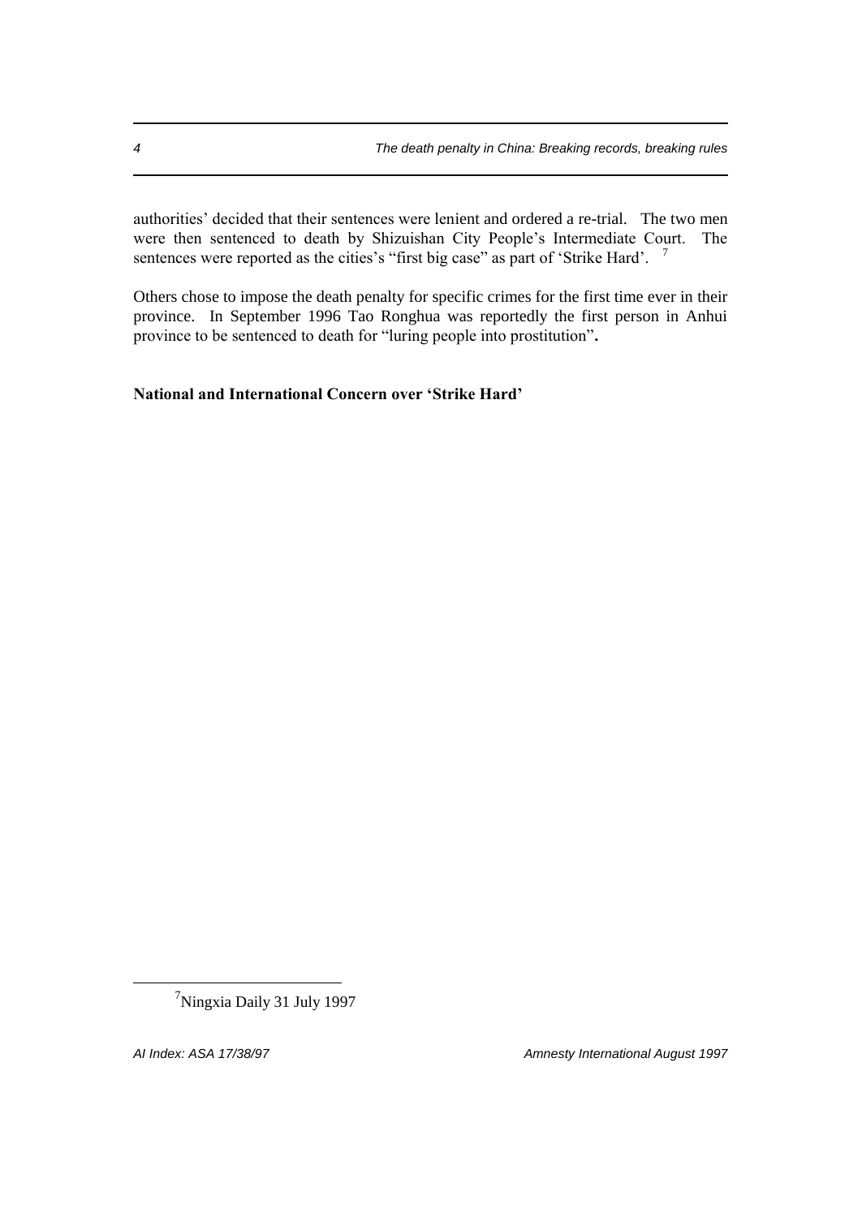authorities' decided that their sentences were lenient and ordered a re-trial. The two men were then sentenced to death by Shizuishan City People's Intermediate Court. The sentences were reported as the cities's "first big case" as part of 'Strike Hard'. [7]

Others chose to impose the death penalty for specific crimes for the first time ever in their province. In September 1996 Tao Ronghua was reportedly the first person in Anhui province to be sentenced to death for "luring people into prostitution"**.**

**National and International Concern over 'Strike Hard'**

---

[7]Ningxia Daily 31 July 1997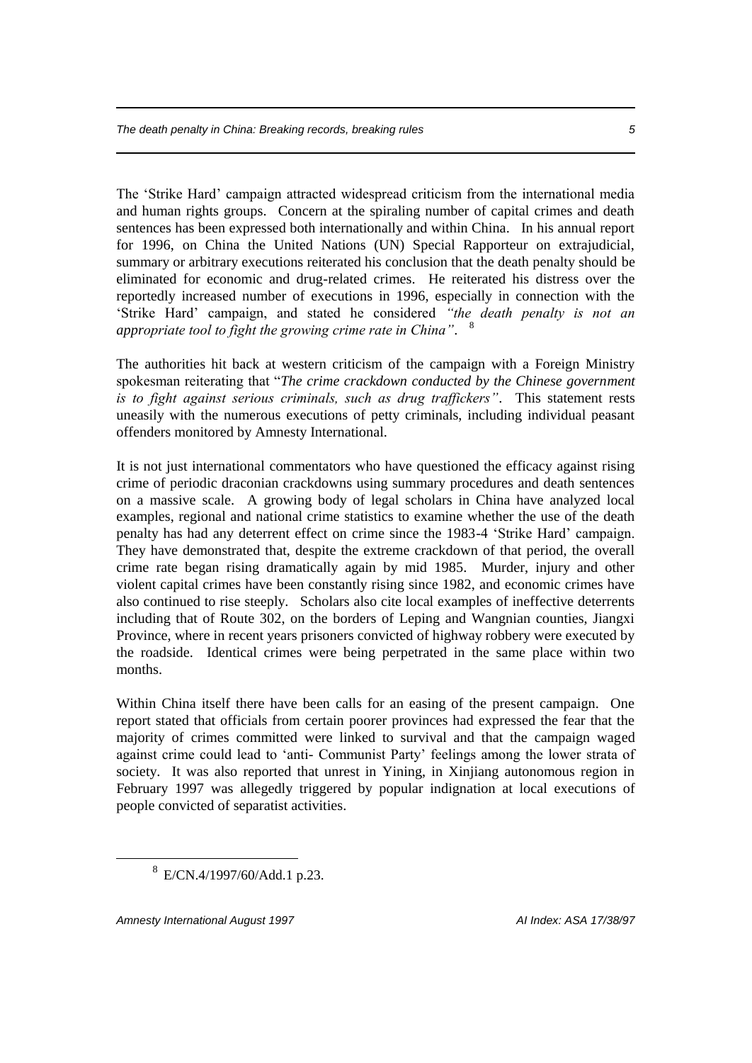The 'Strike Hard' campaign attracted widespread criticism from the international media and human rights groups. Concern at the spiraling number of capital crimes and death sentences has been expressed both internationally and within China. In his annual report for 1996, on China the United Nations (UN) Special Rapporteur on extrajudicial, summary or arbitrary executions reiterated his conclusion that the death penalty should be eliminated for economic and drug-related crimes. He reiterated his distress over the reportedly increased number of executions in 1996, especially in connection with the 'Strike Hard' campaign, and stated he considered *"the death penalty is not an appropriate tool to fight the growing crime rate in China"*. [8]

The authorities hit back at western criticism of the campaign with a Foreign Ministry spokesman reiterating that "*The crime crackdown conducted by the Chinese government is to fight against serious criminals, such as drug traffickers"*. This statement rests uneasily with the numerous executions of petty criminals, including individual peasant offenders monitored by Amnesty International.

It is not just international commentators who have questioned the efficacy against rising crime of periodic draconian crackdowns using summary procedures and death sentences on a massive scale. A growing body of legal scholars in China have analyzed local examples, regional and national crime statistics to examine whether the use of the death penalty has had any deterrent effect on crime since the 1983-4 'Strike Hard' campaign. They have demonstrated that, despite the extreme crackdown of that period, the overall crime rate began rising dramatically again by mid 1985. Murder, injury and other violent capital crimes have been constantly rising since 1982, and economic crimes have also continued to rise steeply. Scholars also cite local examples of ineffective deterrents including that of Route 302, on the borders of Leping and Wangnian counties, Jiangxi Province, where in recent years prisoners convicted of highway robbery were executed by the roadside. Identical crimes were being perpetrated in the same place within two months.

Within China itself there have been calls for an easing of the present campaign. One report stated that officials from certain poorer provinces had expressed the fear that the majority of crimes committed were linked to survival and that the campaign waged against crime could lead to 'anti- Communist Party' feelings among the lower strata of society. It was also reported that unrest in Yining, in Xinjiang autonomous region in February 1997 was allegedly triggered by popular indignation at local executions of people convicted of separatist activities.

---

[8] E/CN.4/1997/60/Add.1 p.23.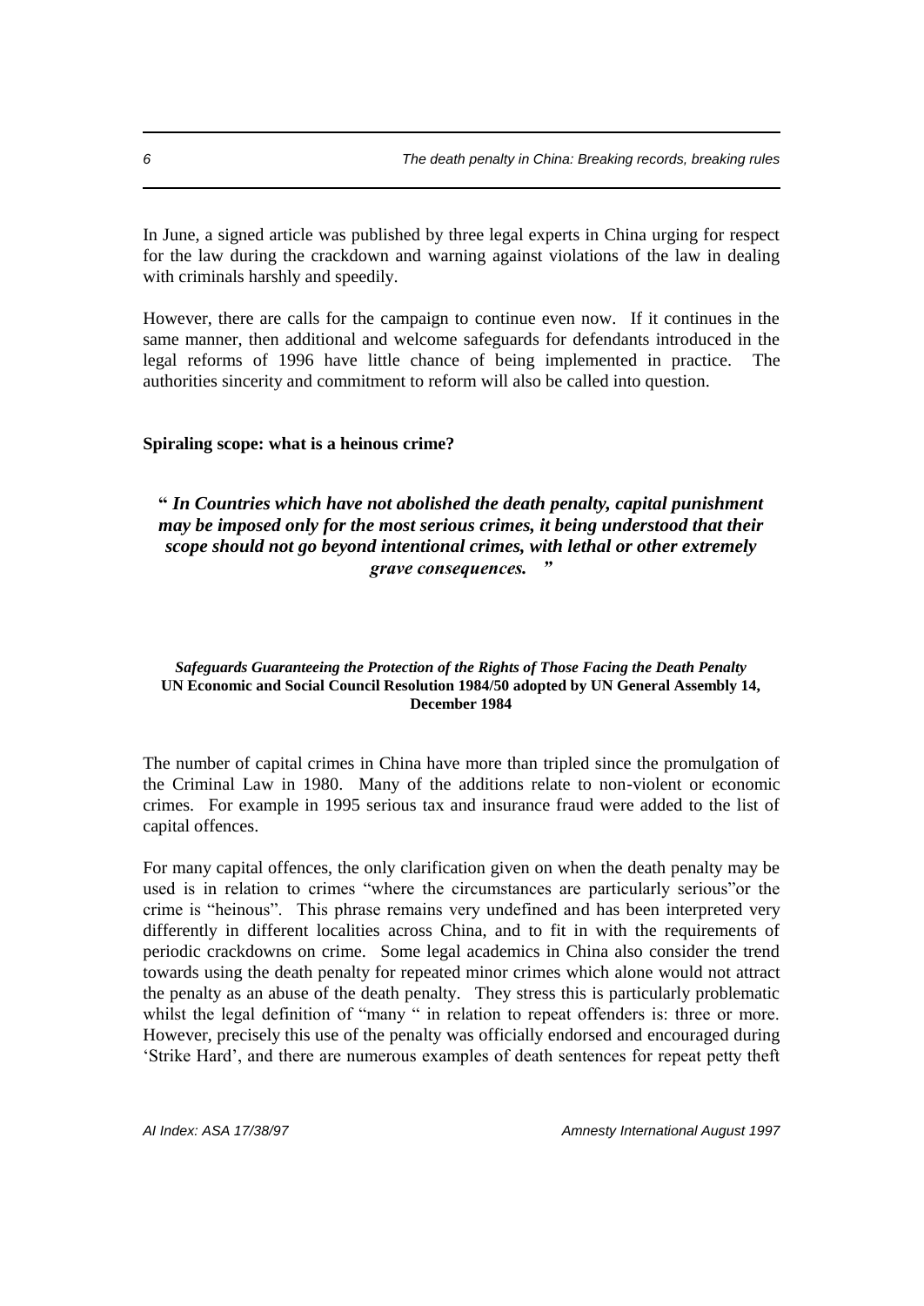In June, a signed article was published by three legal experts in China urging for respect for the law during the crackdown and warning against violations of the law in dealing with criminals harshly and speedily.

However, there are calls for the campaign to continue even now. If it continues in the same manner, then additional and welcome safeguards for defendants introduced in the legal reforms of 1996 have little chance of being implemented in practice. The authorities sincerity and commitment to reform will also be called into question.

**Spiraling scope: what is a heinous crime?**

> **" *In Countries which have not abolished the death penalty, capital punishment may be imposed only for the most serious crimes, it being understood that their scope should not go beyond intentional crimes, with lethal or other extremely grave consequences. "***
>
> ***Safeguards Guaranteeing the Protection of the Rights of Those Facing the Death Penalty***
> **UN Economic and Social Council Resolution 1984/50 adopted by UN General Assembly 14, December 1984**

The number of capital crimes in China have more than tripled since the promulgation of the Criminal Law in 1980. Many of the additions relate to non-violent or economic crimes. For example in 1995 serious tax and insurance fraud were added to the list of capital offences.

For many capital offences, the only clarification given on when the death penalty may be used is in relation to crimes "where the circumstances are particularly serious"or the crime is "heinous". This phrase remains very undefined and has been interpreted very differently in different localities across China, and to fit in with the requirements of periodic crackdowns on crime. Some legal academics in China also consider the trend towards using the death penalty for repeated minor crimes which alone would not attract the penalty as an abuse of the death penalty. They stress this is particularly problematic whilst the legal definition of "many " in relation to repeat offenders is: three or more. However, precisely this use of the penalty was officially endorsed and encouraged during 'Strike Hard', and there are numerous examples of death sentences for repeat petty theft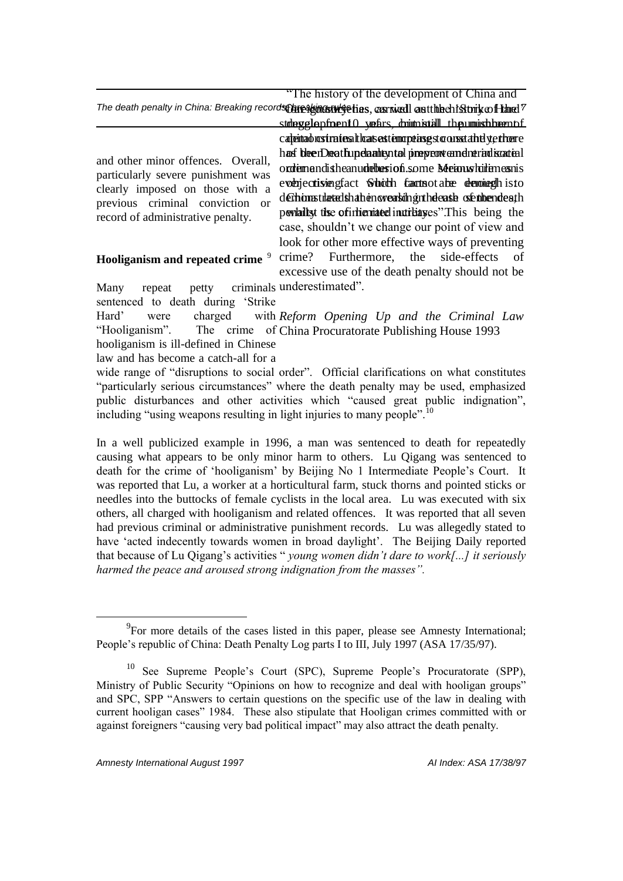and other minor offences. Overall, particularly severe punishment was clearly imposed on those with a previous criminal conviction or record of administrative penalty.

> "The history of the development of China and other countries, as well as the history of the 'Strike Hard' struggle of 10 years, demonstrates that the punishment of capital crimes and cases of executions are increasing constantly yet there has been no fundamental improvement in social order and the number of serious crimes is ever rising. Such facts cannot be denied. This demonstrates that the increasing use of the death penalty is not the ultimate solution. This being the case, shouldn't we change our point of view and look for other more effective ways of preventing crime? Furthermore, the side-effects of excessive use of the death penalty should not be underestimated".
>
> *Reform Opening Up and the Criminal Law* China Procuratorate Publishing House 1993

## Hooliganism and repeated crime [9]

Many repeat petty criminals sentenced to death during 'Strike Hard' were charged with "Hooliganism". The crime of hooliganism is ill-defined in Chinese law and has become a catch-all for a wide range of "disruptions to social order". Official clarifications on what constitutes "particularly serious circumstances" where the death penalty may be used, emphasized public disturbances and other activities which "caused great public indignation", including "using weapons resulting in light injuries to many people".[10]

In a well publicized example in 1996, a man was sentenced to death for repeatedly causing what appears to be only minor harm to others. Lu Qigang was sentenced to death for the crime of 'hooliganism' by Beijing No 1 Intermediate People's Court. It was reported that Lu, a worker at a horticultural farm, stuck thorns and pointed sticks or needles into the buttocks of female cyclists in the local area. Lu was executed with six others, all charged with hooliganism and related offences. It was reported that all seven had previous criminal or administrative punishment records. Lu was allegedly stated to have 'acted indecently towards women in broad daylight'. The Beijing Daily reported that because of Lu Qigang's activities " *young women didn't dare to work[...] it seriously harmed the peace and aroused strong indignation from the masses".*

---

[9] For more details of the cases listed in this paper, please see Amnesty International; People's republic of China: Death Penalty Log parts I to III, July 1997 (ASA 17/35/97).

[10] See Supreme People's Court (SPC), Supreme People's Procuratorate (SPP), Ministry of Public Security "Opinions on how to recognize and deal with hooligan groups" and SPC, SPP "Answers to certain questions on the specific use of the law in dealing with current hooligan cases" 1984. These also stipulate that Hooligan crimes committed with or against foreigners "causing very bad political impact" may also attract the death penalty.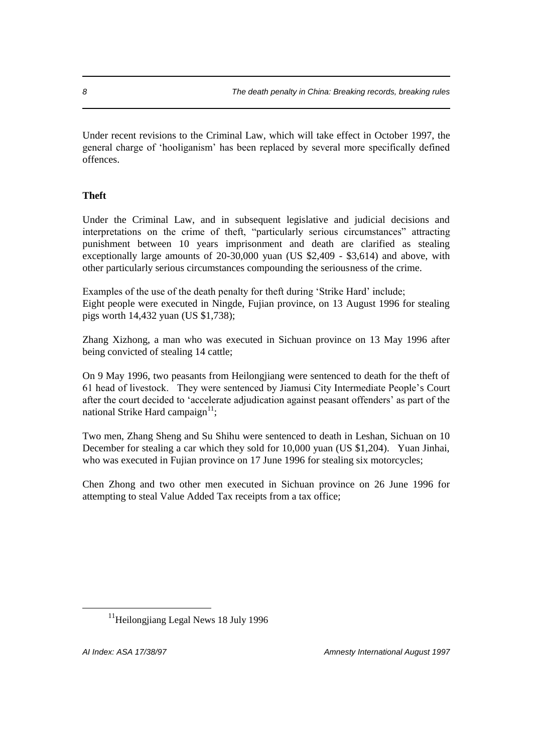Under recent revisions to the Criminal Law, which will take effect in October 1997, the general charge of 'hooliganism' has been replaced by several more specifically defined offences.

**Theft**

Under the Criminal Law, and in subsequent legislative and judicial decisions and interpretations on the crime of theft, "particularly serious circumstances" attracting punishment between 10 years imprisonment and death are clarified as stealing exceptionally large amounts of 20-30,000 yuan (US $2,409 - $3,614) and above, with other particularly serious circumstances compounding the seriousness of the crime.

Examples of the use of the death penalty for theft during 'Strike Hard' include;
Eight people were executed in Ningde, Fujian province, on 13 August 1996 for stealing pigs worth 14,432 yuan (US $1,738);

Zhang Xizhong, a man who was executed in Sichuan province on 13 May 1996 after being convicted of stealing 14 cattle;

On 9 May 1996, two peasants from Heilongjiang were sentenced to death for the theft of 61 head of livestock. They were sentenced by Jiamusi City Intermediate People's Court after the court decided to 'accelerate adjudication against peasant offenders' as part of the national Strike Hard campaign[11];

Two men, Zhang Sheng and Su Shihu were sentenced to death in Leshan, Sichuan on 10 December for stealing a car which they sold for 10,000 yuan (US $1,204). Yuan Jinhai, who was executed in Fujian province on 17 June 1996 for stealing six motorcycles;

Chen Zhong and two other men executed in Sichuan province on 26 June 1996 for attempting to steal Value Added Tax receipts from a tax office;

[11] Heilongjiang Legal News 18 July 1996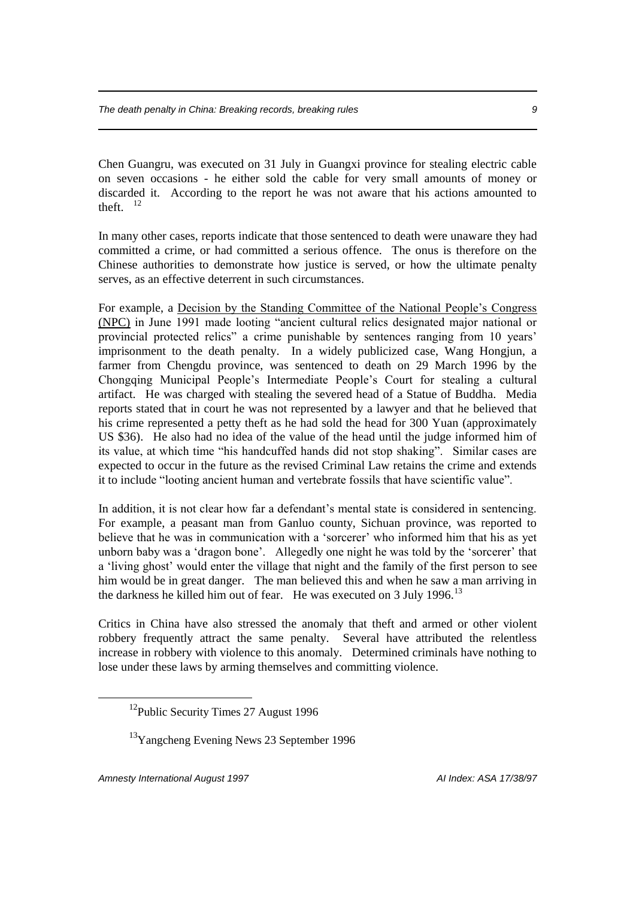Chen Guangru, was executed on 31 July in Guangxi province for stealing electric cable on seven occasions - he either sold the cable for very small amounts of money or discarded it. According to the report he was not aware that his actions amounted to theft. [12]

In many other cases, reports indicate that those sentenced to death were unaware they had committed a crime, or had committed a serious offence. The onus is therefore on the Chinese authorities to demonstrate how justice is served, or how the ultimate penalty serves, as an effective deterrent in such circumstances.

For example, a Decision by the Standing Committee of the National People's Congress (NPC) in June 1991 made looting "ancient cultural relics designated major national or provincial protected relics" a crime punishable by sentences ranging from 10 years' imprisonment to the death penalty. In a widely publicized case, Wang Hongjun, a farmer from Chengdu province, was sentenced to death on 29 March 1996 by the Chongqing Municipal People's Intermediate People's Court for stealing a cultural artifact. He was charged with stealing the severed head of a Statue of Buddha. Media reports stated that in court he was not represented by a lawyer and that he believed that his crime represented a petty theft as he had sold the head for 300 Yuan (approximately US $36). He also had no idea of the value of the head until the judge informed him of its value, at which time "his handcuffed hands did not stop shaking". Similar cases are expected to occur in the future as the revised Criminal Law retains the crime and extends it to include "looting ancient human and vertebrate fossils that have scientific value".

In addition, it is not clear how far a defendant's mental state is considered in sentencing. For example, a peasant man from Ganluo county, Sichuan province, was reported to believe that he was in communication with a 'sorcerer' who informed him that his as yet unborn baby was a 'dragon bone'. Allegedly one night he was told by the 'sorcerer' that a 'living ghost' would enter the village that night and the family of the first person to see him would be in great danger. The man believed this and when he saw a man arriving in the darkness he killed him out of fear. He was executed on 3 July 1996.[13]

Critics in China have also stressed the anomaly that theft and armed or other violent robbery frequently attract the same penalty. Several have attributed the relentless increase in robbery with violence to this anomaly. Determined criminals have nothing to lose under these laws by arming themselves and committing violence.

---

[12] Public Security Times 27 August 1996

[13] Yangcheng Evening News 23 September 1996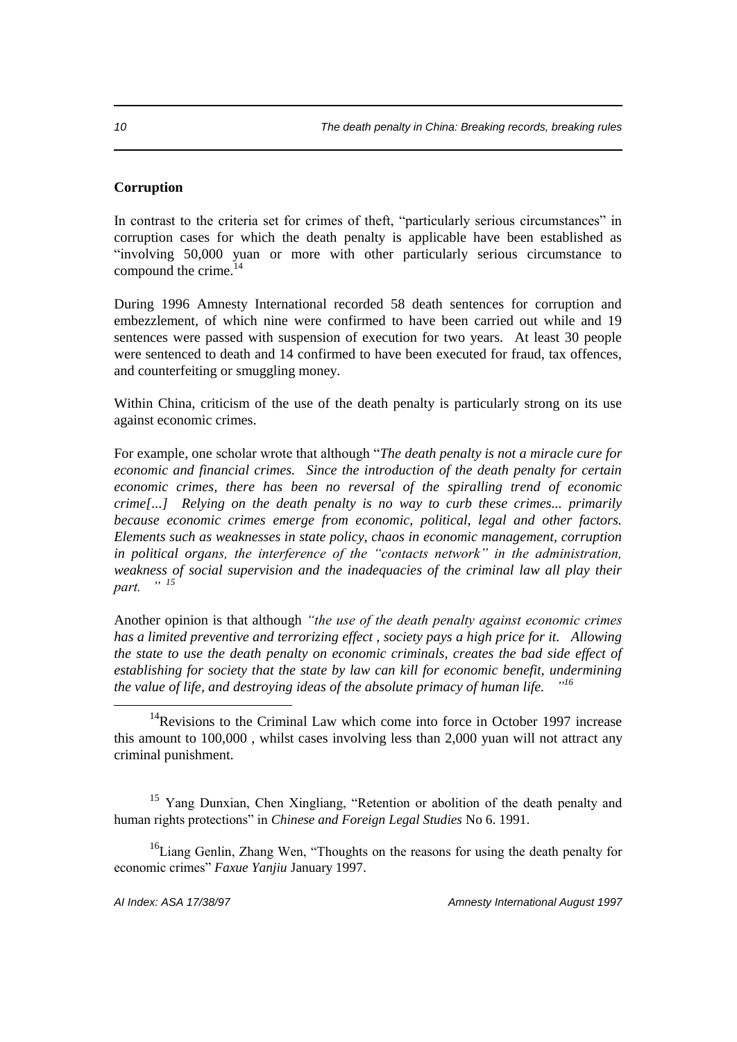**Corruption**

In contrast to the criteria set for crimes of theft, "particularly serious circumstances" in corruption cases for which the death penalty is applicable have been established as "involving 50,000 yuan or more with other particularly serious circumstance to compound the crime.[14]

During 1996 Amnesty International recorded 58 death sentences for corruption and embezzlement, of which nine were confirmed to have been carried out while and 19 sentences were passed with suspension of execution for two years. At least 30 people were sentenced to death and 14 confirmed to have been executed for fraud, tax offences, and counterfeiting or smuggling money.

Within China, criticism of the use of the death penalty is particularly strong on its use against economic crimes.

For example, one scholar wrote that although "*The death penalty is not a miracle cure for economic and financial crimes. Since the introduction of the death penalty for certain economic crimes, there has been no reversal of the spiralling trend of economic crime[...] Relying on the death penalty is no way to curb these crimes... primarily because economic crimes emerge from economic, political, legal and other factors. Elements such as weaknesses in state policy, chaos in economic management, corruption in political organs, the interference of the "contacts network" in the administration, weakness of social supervision and the inadequacies of the criminal law all play their part.* "[15]

Another opinion is that although *"the use of the death penalty against economic crimes has a limited preventive and terrorizing effect , society pays a high price for it. Allowing the state to use the death penalty on economic criminals, creates the bad side effect of establishing for society that the state by law can kill for economic benefit, undermining the value of life, and destroying ideas of the absolute primacy of human life.* "[16]

---

[14] Revisions to the Criminal Law which come into force in October 1997 increase this amount to 100,000 , whilst cases involving less than 2,000 yuan will not attract any criminal punishment.

[15] Yang Dunxian, Chen Xingliang, "Retention or abolition of the death penalty and human rights protections" in *Chinese and Foreign Legal Studies* No 6. 1991.

[16] Liang Genlin, Zhang Wen, "Thoughts on the reasons for using the death penalty for economic crimes" *Faxue Yanjiu* January 1997.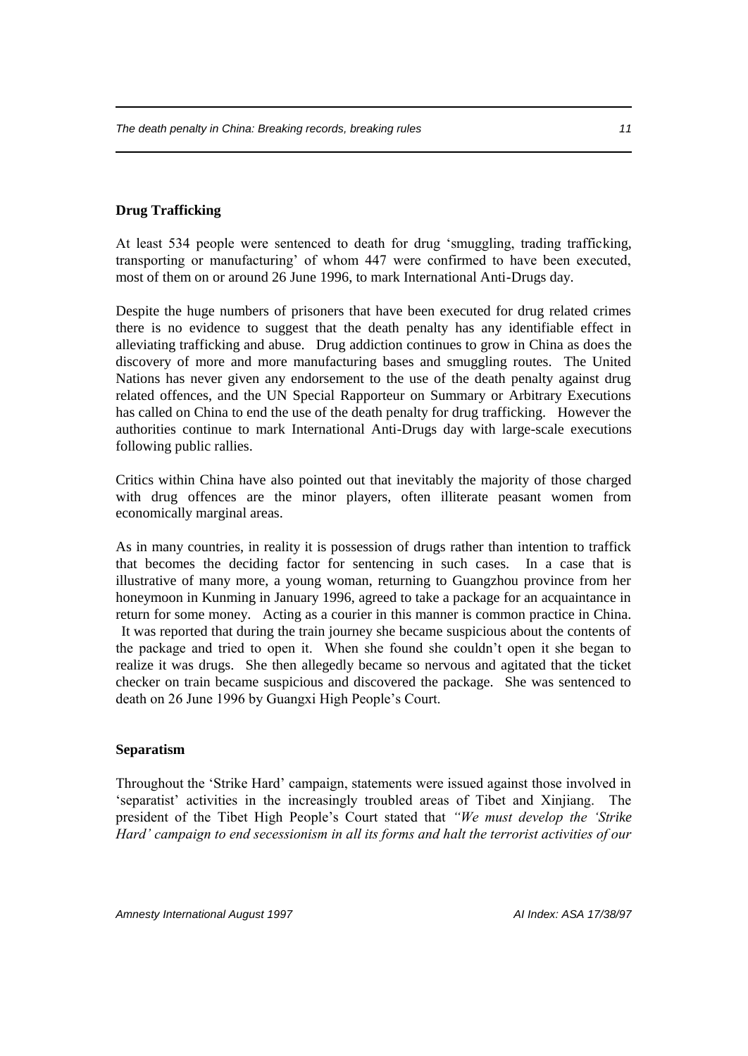**Drug Trafficking**

At least 534 people were sentenced to death for drug 'smuggling, trading trafficking, transporting or manufacturing' of whom 447 were confirmed to have been executed, most of them on or around 26 June 1996, to mark International Anti-Drugs day.

Despite the huge numbers of prisoners that have been executed for drug related crimes there is no evidence to suggest that the death penalty has any identifiable effect in alleviating trafficking and abuse. Drug addiction continues to grow in China as does the discovery of more and more manufacturing bases and smuggling routes. The United Nations has never given any endorsement to the use of the death penalty against drug related offences, and the UN Special Rapporteur on Summary or Arbitrary Executions has called on China to end the use of the death penalty for drug trafficking. However the authorities continue to mark International Anti-Drugs day with large-scale executions following public rallies.

Critics within China have also pointed out that inevitably the majority of those charged with drug offences are the minor players, often illiterate peasant women from economically marginal areas.

As in many countries, in reality it is possession of drugs rather than intention to traffick that becomes the deciding factor for sentencing in such cases. In a case that is illustrative of many more, a young woman, returning to Guangzhou province from her honeymoon in Kunming in January 1996, agreed to take a package for an acquaintance in return for some money. Acting as a courier in this manner is common practice in China. It was reported that during the train journey she became suspicious about the contents of the package and tried to open it. When she found she couldn't open it she began to realize it was drugs. She then allegedly became so nervous and agitated that the ticket checker on train became suspicious and discovered the package. She was sentenced to death on 26 June 1996 by Guangxi High People's Court.

**Separatism**

Throughout the 'Strike Hard' campaign, statements were issued against those involved in 'separatist' activities in the increasingly troubled areas of Tibet and Xinjiang. The president of the Tibet High People's Court stated that *"We must develop the 'Strike Hard' campaign to end secessionism in all its forms and halt the terrorist activities of our*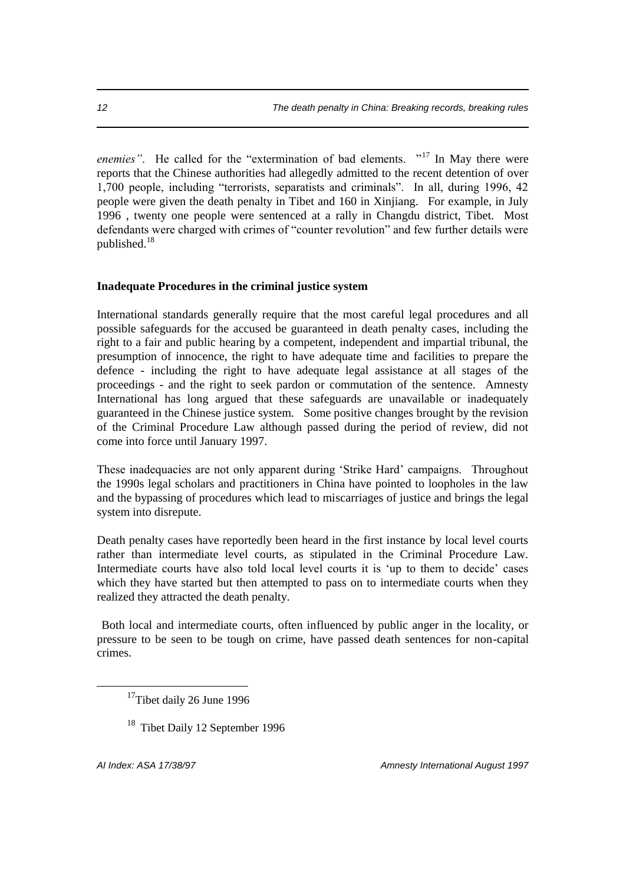*enemies"*. He called for the "extermination of bad elements. "[17] In May there were reports that the Chinese authorities had allegedly admitted to the recent detention of over 1,700 people, including "terrorists, separatists and criminals". In all, during 1996, 42 people were given the death penalty in Tibet and 160 in Xinjiang. For example, in July 1996 , twenty one people were sentenced at a rally in Changdu district, Tibet. Most defendants were charged with crimes of "counter revolution" and few further details were published.[18]

**Inadequate Procedures in the criminal justice system**

International standards generally require that the most careful legal procedures and all possible safeguards for the accused be guaranteed in death penalty cases, including the right to a fair and public hearing by a competent, independent and impartial tribunal, the presumption of innocence, the right to have adequate time and facilities to prepare the defence - including the right to have adequate legal assistance at all stages of the proceedings - and the right to seek pardon or commutation of the sentence. Amnesty International has long argued that these safeguards are unavailable or inadequately guaranteed in the Chinese justice system. Some positive changes brought by the revision of the Criminal Procedure Law although passed during the period of review, did not come into force until January 1997.

These inadequacies are not only apparent during 'Strike Hard' campaigns. Throughout the 1990s legal scholars and practitioners in China have pointed to loopholes in the law and the bypassing of procedures which lead to miscarriages of justice and brings the legal system into disrepute.

Death penalty cases have reportedly been heard in the first instance by local level courts rather than intermediate level courts, as stipulated in the Criminal Procedure Law. Intermediate courts have also told local level courts it is 'up to them to decide' cases which they have started but then attempted to pass on to intermediate courts when they realized they attracted the death penalty.

Both local and intermediate courts, often influenced by public anger in the locality, or pressure to be seen to be tough on crime, have passed death sentences for non-capital crimes.

[17] Tibet daily 26 June 1996

[18] Tibet Daily 12 September 1996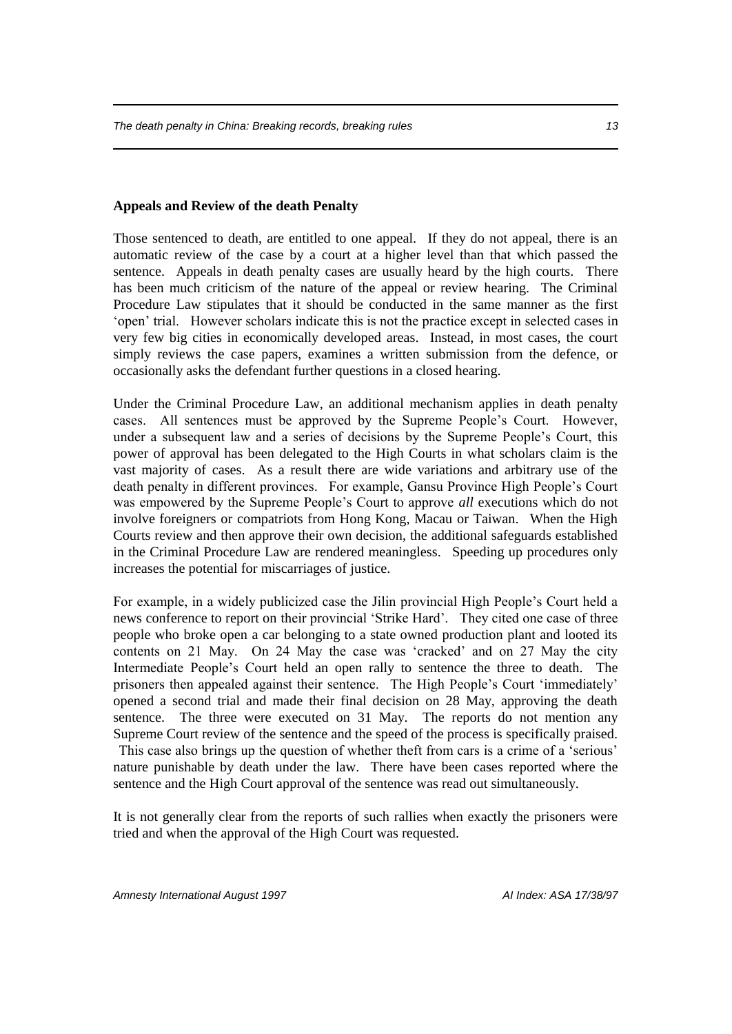**Appeals and Review of the death Penalty**

Those sentenced to death, are entitled to one appeal. If they do not appeal, there is an automatic review of the case by a court at a higher level than that which passed the sentence. Appeals in death penalty cases are usually heard by the high courts. There has been much criticism of the nature of the appeal or review hearing. The Criminal Procedure Law stipulates that it should be conducted in the same manner as the first 'open' trial. However scholars indicate this is not the practice except in selected cases in very few big cities in economically developed areas. Instead, in most cases, the court simply reviews the case papers, examines a written submission from the defence, or occasionally asks the defendant further questions in a closed hearing.

Under the Criminal Procedure Law, an additional mechanism applies in death penalty cases. All sentences must be approved by the Supreme People's Court. However, under a subsequent law and a series of decisions by the Supreme People's Court, this power of approval has been delegated to the High Courts in what scholars claim is the vast majority of cases. As a result there are wide variations and arbitrary use of the death penalty in different provinces. For example, Gansu Province High People's Court was empowered by the Supreme People's Court to approve *all* executions which do not involve foreigners or compatriots from Hong Kong, Macau or Taiwan. When the High Courts review and then approve their own decision, the additional safeguards established in the Criminal Procedure Law are rendered meaningless. Speeding up procedures only increases the potential for miscarriages of justice.

For example, in a widely publicized case the Jilin provincial High People's Court held a news conference to report on their provincial 'Strike Hard'. They cited one case of three people who broke open a car belonging to a state owned production plant and looted its contents on 21 May. On 24 May the case was 'cracked' and on 27 May the city Intermediate People's Court held an open rally to sentence the three to death. The prisoners then appealed against their sentence. The High People's Court 'immediately' opened a second trial and made their final decision on 28 May, approving the death sentence. The three were executed on 31 May. The reports do not mention any Supreme Court review of the sentence and the speed of the process is specifically praised. This case also brings up the question of whether theft from cars is a crime of a 'serious' nature punishable by death under the law. There have been cases reported where the sentence and the High Court approval of the sentence was read out simultaneously.

It is not generally clear from the reports of such rallies when exactly the prisoners were tried and when the approval of the High Court was requested.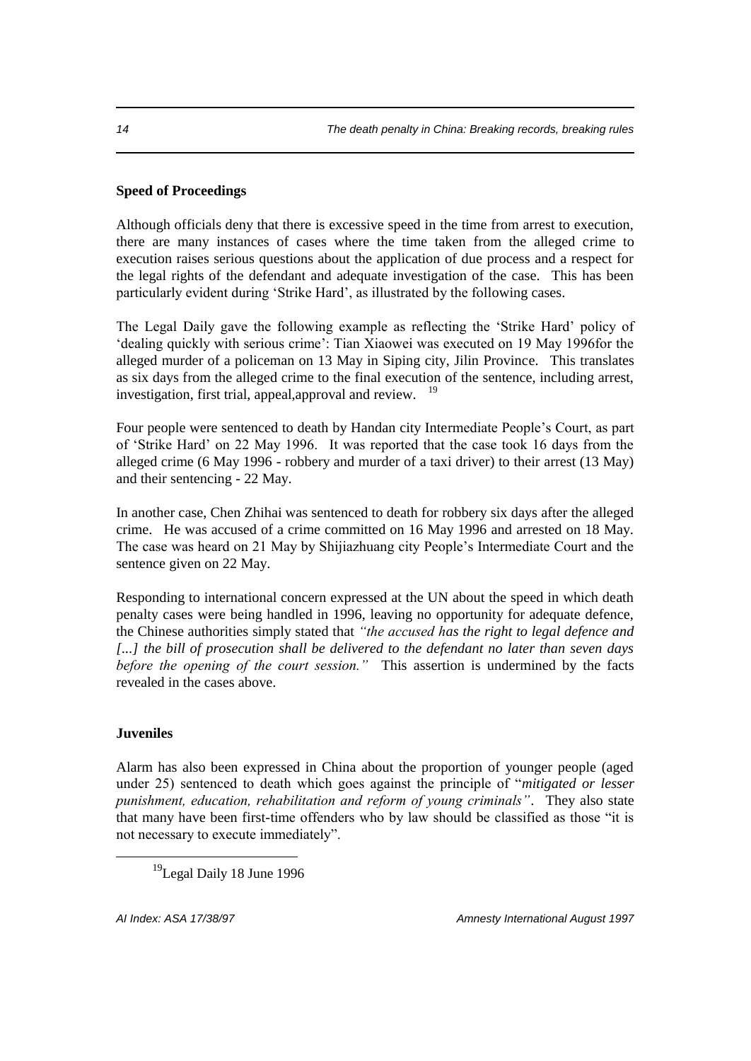**Speed of Proceedings**

Although officials deny that there is excessive speed in the time from arrest to execution, there are many instances of cases where the time taken from the alleged crime to execution raises serious questions about the application of due process and a respect for the legal rights of the defendant and adequate investigation of the case. This has been particularly evident during 'Strike Hard', as illustrated by the following cases.

The Legal Daily gave the following example as reflecting the 'Strike Hard' policy of 'dealing quickly with serious crime': Tian Xiaowei was executed on 19 May 1996for the alleged murder of a policeman on 13 May in Siping city, Jilin Province. This translates as six days from the alleged crime to the final execution of the sentence, including arrest, investigation, first trial, appeal,approval and review. [19]

Four people were sentenced to death by Handan city Intermediate People's Court, as part of 'Strike Hard' on 22 May 1996. It was reported that the case took 16 days from the alleged crime (6 May 1996 - robbery and murder of a taxi driver) to their arrest (13 May) and their sentencing - 22 May.

In another case, Chen Zhihai was sentenced to death for robbery six days after the alleged crime. He was accused of a crime committed on 16 May 1996 and arrested on 18 May. The case was heard on 21 May by Shijiazhuang city People's Intermediate Court and the sentence given on 22 May.

Responding to international concern expressed at the UN about the speed in which death penalty cases were being handled in 1996, leaving no opportunity for adequate defence, the Chinese authorities simply stated that *"the accused has the right to legal defence and [...] the bill of prosecution shall be delivered to the defendant no later than seven days before the opening of the court session."* This assertion is undermined by the facts revealed in the cases above.

**Juveniles**

Alarm has also been expressed in China about the proportion of younger people (aged under 25) sentenced to death which goes against the principle of "*mitigated or lesser punishment, education, rehabilitation and reform of young criminals"*. They also state that many have been first-time offenders who by law should be classified as those "it is not necessary to execute immediately".

[19] Legal Daily 18 June 1996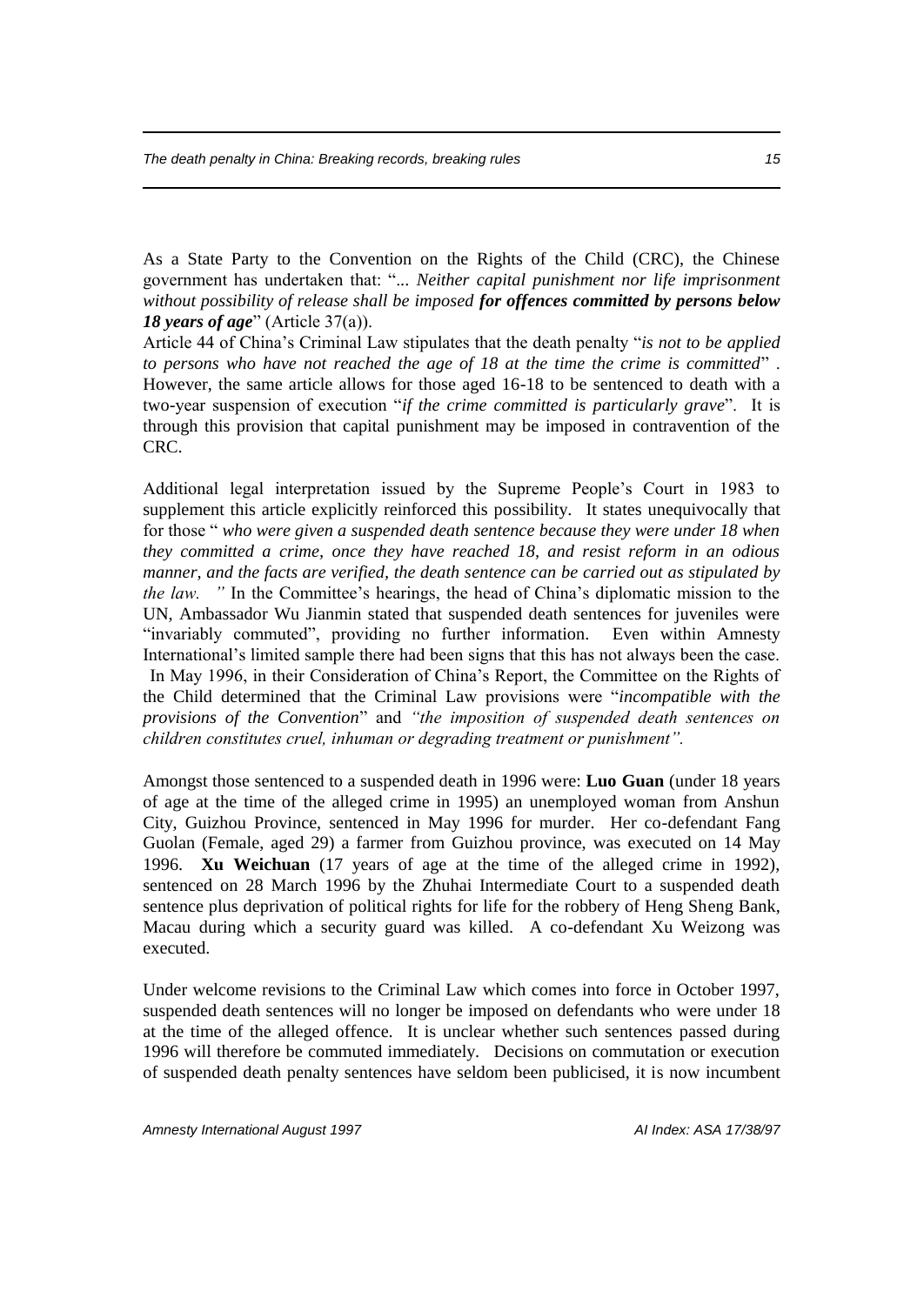As a State Party to the Convention on the Rights of the Child (CRC), the Chinese government has undertaken that: "... *Neither capital punishment nor life imprisonment without possibility of release shall be imposed **for offences committed by persons below 18 years of age***" (Article 37(a)).

Article 44 of China's Criminal Law stipulates that the death penalty "*is not to be applied to persons who have not reached the age of 18 at the time the crime is committed*" . However, the same article allows for those aged 16-18 to be sentenced to death with a two-year suspension of execution "*if the crime committed is particularly grave*". It is through this provision that capital punishment may be imposed in contravention of the CRC.

Additional legal interpretation issued by the Supreme People's Court in 1983 to supplement this article explicitly reinforced this possibility. It states unequivocally that for those " *who were given a suspended death sentence because they were under 18 when they committed a crime, once they have reached 18, and resist reform in an odious manner, and the facts are verified, the death sentence can be carried out as stipulated by the law.* " In the Committee's hearings, the head of China's diplomatic mission to the UN, Ambassador Wu Jianmin stated that suspended death sentences for juveniles were "invariably commuted", providing no further information. Even within Amnesty International's limited sample there had been signs that this has not always been the case. In May 1996, in their Consideration of China's Report, the Committee on the Rights of the Child determined that the Criminal Law provisions were "*incompatible with the provisions of the Convention*" and *"the imposition of suspended death sentences on children constitutes cruel, inhuman or degrading treatment or punishment".*

Amongst those sentenced to a suspended death in 1996 were: **Luo Guan** (under 18 years of age at the time of the alleged crime in 1995) an unemployed woman from Anshun City, Guizhou Province, sentenced in May 1996 for murder. Her co-defendant Fang Guolan (Female, aged 29) a farmer from Guizhou province, was executed on 14 May 1996. **Xu Weichuan** (17 years of age at the time of the alleged crime in 1992), sentenced on 28 March 1996 by the Zhuhai Intermediate Court to a suspended death sentence plus deprivation of political rights for life for the robbery of Heng Sheng Bank, Macau during which a security guard was killed. A co-defendant Xu Weizong was executed.

Under welcome revisions to the Criminal Law which comes into force in October 1997, suspended death sentences will no longer be imposed on defendants who were under 18 at the time of the alleged offence. It is unclear whether such sentences passed during 1996 will therefore be commuted immediately. Decisions on commutation or execution of suspended death penalty sentences have seldom been publicised, it is now incumbent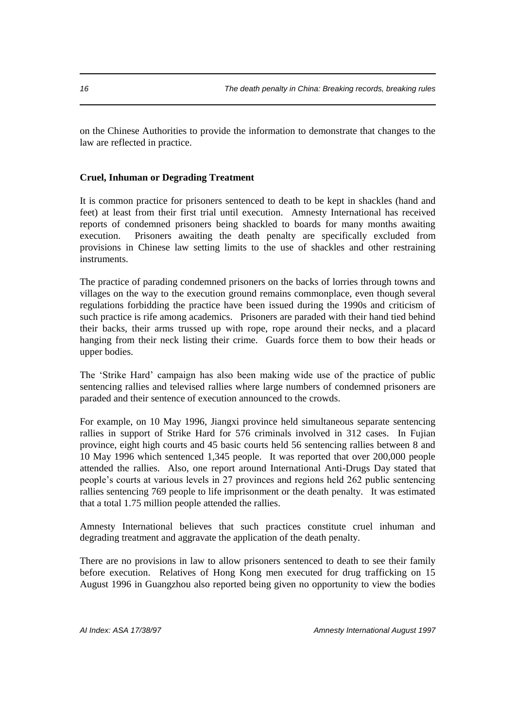on the Chinese Authorities to provide the information to demonstrate that changes to the law are reflected in practice.

**Cruel, Inhuman or Degrading Treatment**

It is common practice for prisoners sentenced to death to be kept in shackles (hand and feet) at least from their first trial until execution. Amnesty International has received reports of condemned prisoners being shackled to boards for many months awaiting execution. Prisoners awaiting the death penalty are specifically excluded from provisions in Chinese law setting limits to the use of shackles and other restraining instruments.

The practice of parading condemned prisoners on the backs of lorries through towns and villages on the way to the execution ground remains commonplace, even though several regulations forbidding the practice have been issued during the 1990s and criticism of such practice is rife among academics. Prisoners are paraded with their hand tied behind their backs, their arms trussed up with rope, rope around their necks, and a placard hanging from their neck listing their crime. Guards force them to bow their heads or upper bodies.

The 'Strike Hard' campaign has also been making wide use of the practice of public sentencing rallies and televised rallies where large numbers of condemned prisoners are paraded and their sentence of execution announced to the crowds.

For example, on 10 May 1996, Jiangxi province held simultaneous separate sentencing rallies in support of Strike Hard for 576 criminals involved in 312 cases. In Fujian province, eight high courts and 45 basic courts held 56 sentencing rallies between 8 and 10 May 1996 which sentenced 1,345 people. It was reported that over 200,000 people attended the rallies. Also, one report around International Anti-Drugs Day stated that people's courts at various levels in 27 provinces and regions held 262 public sentencing rallies sentencing 769 people to life imprisonment or the death penalty. It was estimated that a total 1.75 million people attended the rallies.

Amnesty International believes that such practices constitute cruel inhuman and degrading treatment and aggravate the application of the death penalty.

There are no provisions in law to allow prisoners sentenced to death to see their family before execution. Relatives of Hong Kong men executed for drug trafficking on 15 August 1996 in Guangzhou also reported being given no opportunity to view the bodies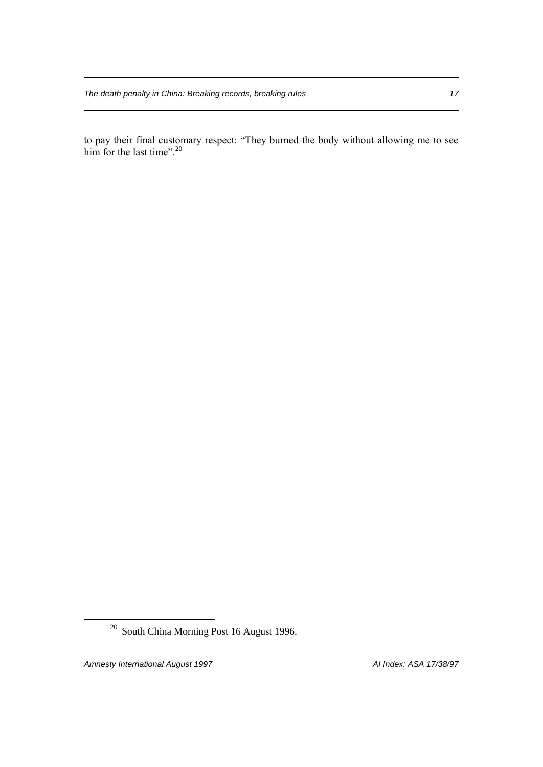to pay their final customary respect: "They burned the body without allowing me to see him for the last time".[20]

[20] South China Morning Post 16 August 1996.